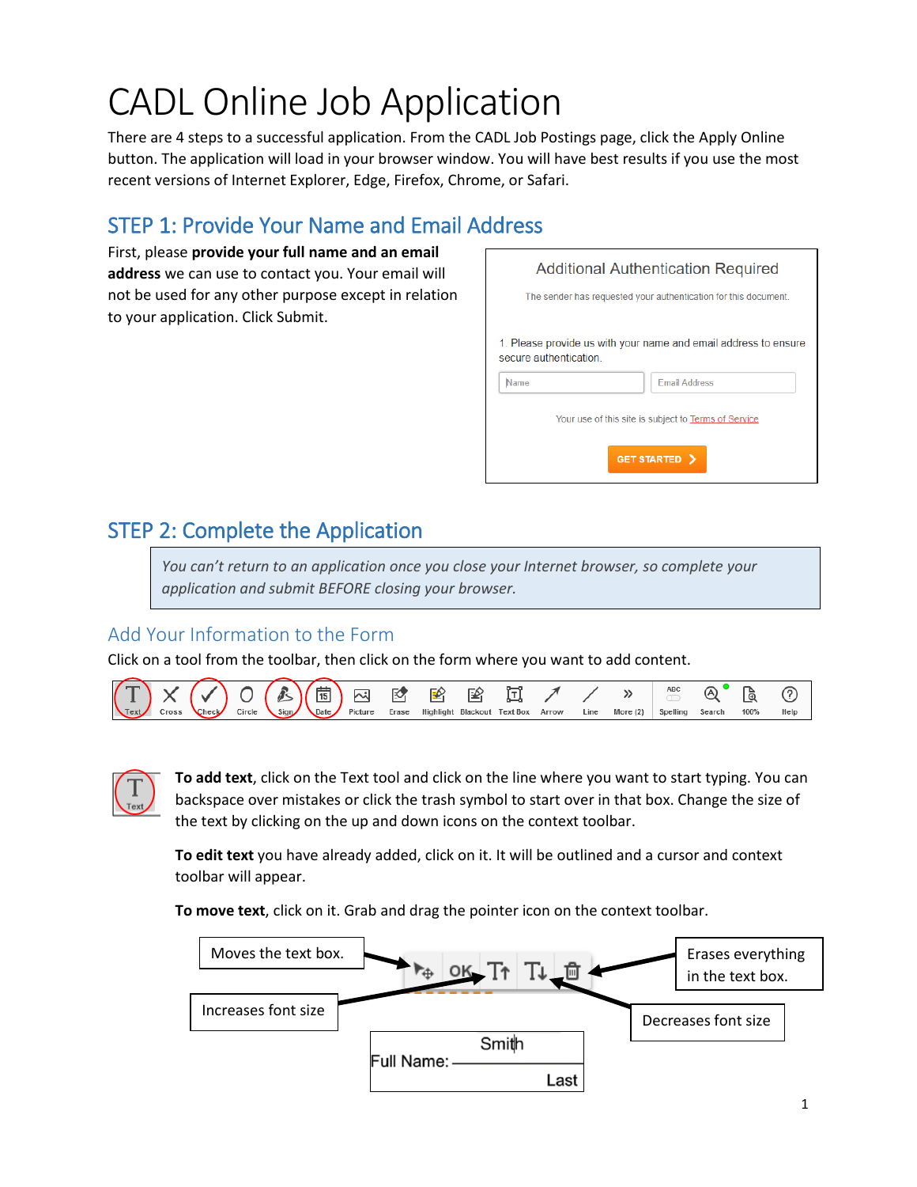# CADL Online Job Application

There are 4 steps to a successful application. From the CADL Job Postings page, click the Apply Online button. The application will load in your browser window. You will have best results if you use the most recent versions of Internet Explorer, Edge, Firefox, Chrome, or Safari.

## STEP 1: Provide Your Name and Email Address

First, please **provide your full name and an email address** we can use to contact you. Your email will not be used for any other purpose except in relation to your application. Click Submit.

Additional Authentication Required

The sender has requested your authentication for this document.

1. Please provide us with your name and email address to ensure secure authentication.

Name | Email Address

Your use of this site is subject to Terms of Service

GET STARTED

## STEP 2: Complete the Application

*You can't return to an application once you close your Internet browser, so complete your application and submit BEFORE closing your browser.*

### Add Your Information to the Form

Click on a tool from the toolbar, then click on the form where you want to add content.

Text | Cross | Check | Circle | Sign | Date | Picture | Erase | Highlight | Blackout | Text Box | Arrow | Line | More (2) | Spelling | Search | 100% | Help

**To add text**, click on the Text tool and click on the line where you want to start typing. You can backspace over mistakes or click the trash symbol to start over in that box. Change the size of the text by clicking on the up and down icons on the context toolbar.

**To edit text** you have already added, click on it. It will be outlined and a cursor and context toolbar will appear.

**To move text**, click on it. Grab and drag the pointer icon on the context toolbar.

Moves the text box.

Increases font size

Erases everything in the text box.

Decreases font size

Full Name: Smith

Last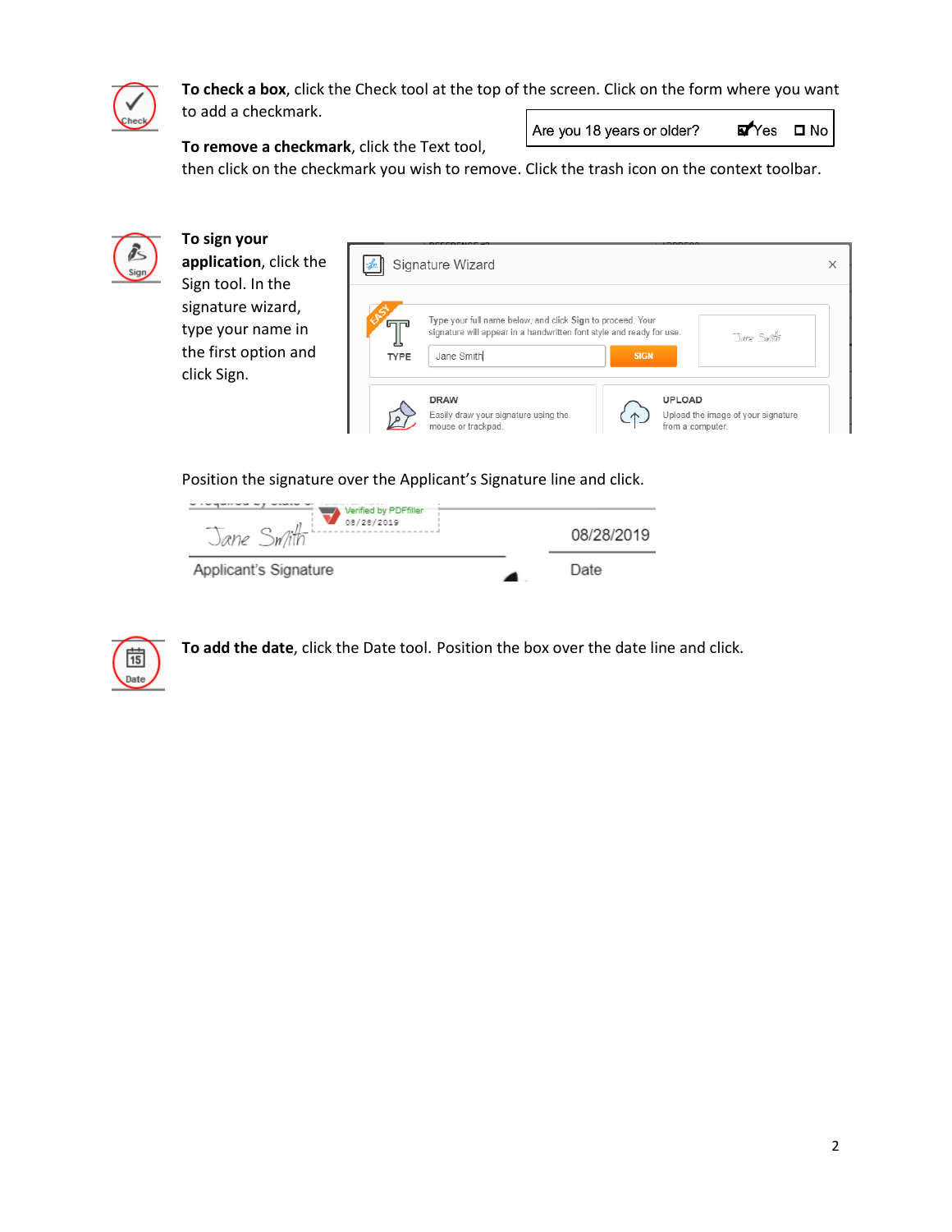**To check a box**, click the Check tool at the top of the screen. Click on the form where you want to add a checkmark.

Are you 18 years or older? ☑ Yes ☐ No

**To remove a checkmark**, click the Text tool, then click on the checkmark you wish to remove. Click the trash icon on the context toolbar.

**To sign your application**, click the Sign tool. In the signature wizard, type your name in the first option and click Sign.

Signature Wizard

TYPE — Type your full name below, and click Sign to proceed. Your signature will appear in a handwritten font style and ready for use.

Jane Smith | SIGN

DRAW — Easily draw your signature using the mouse or trackpad.

UPLOAD — Upload the image of your signature from a computer.

Position the signature over the Applicant's Signature line and click.

Jane Smith — Verified by PDFfiller 08/28/2019 — 08/28/2019

Applicant's Signature — Date

**To add the date**, click the Date tool. Position the box over the date line and click.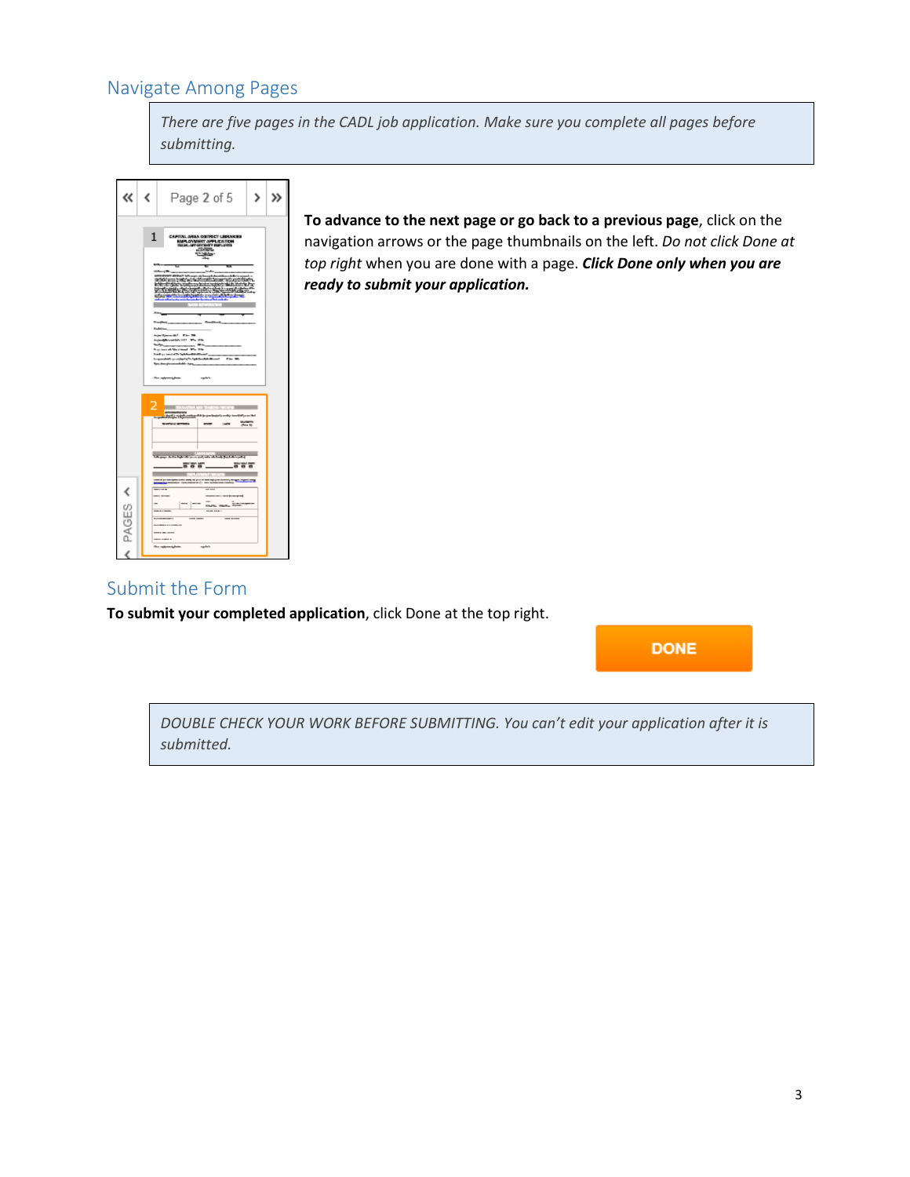## Navigate Among Pages

> *There are five pages in the CADL job application. Make sure you complete all pages before submitting.*

**To advance to the next page or go back to a previous page**, click on the navigation arrows or the page thumbnails on the left. *Do not click Done at top right* when you are done with a page. ***Click Done only when you are ready to submit your application.***

## Submit the Form

**To submit your completed application**, click Done at the top right.

> *DOUBLE CHECK YOUR WORK BEFORE SUBMITTING. You can't edit your application after it is submitted.*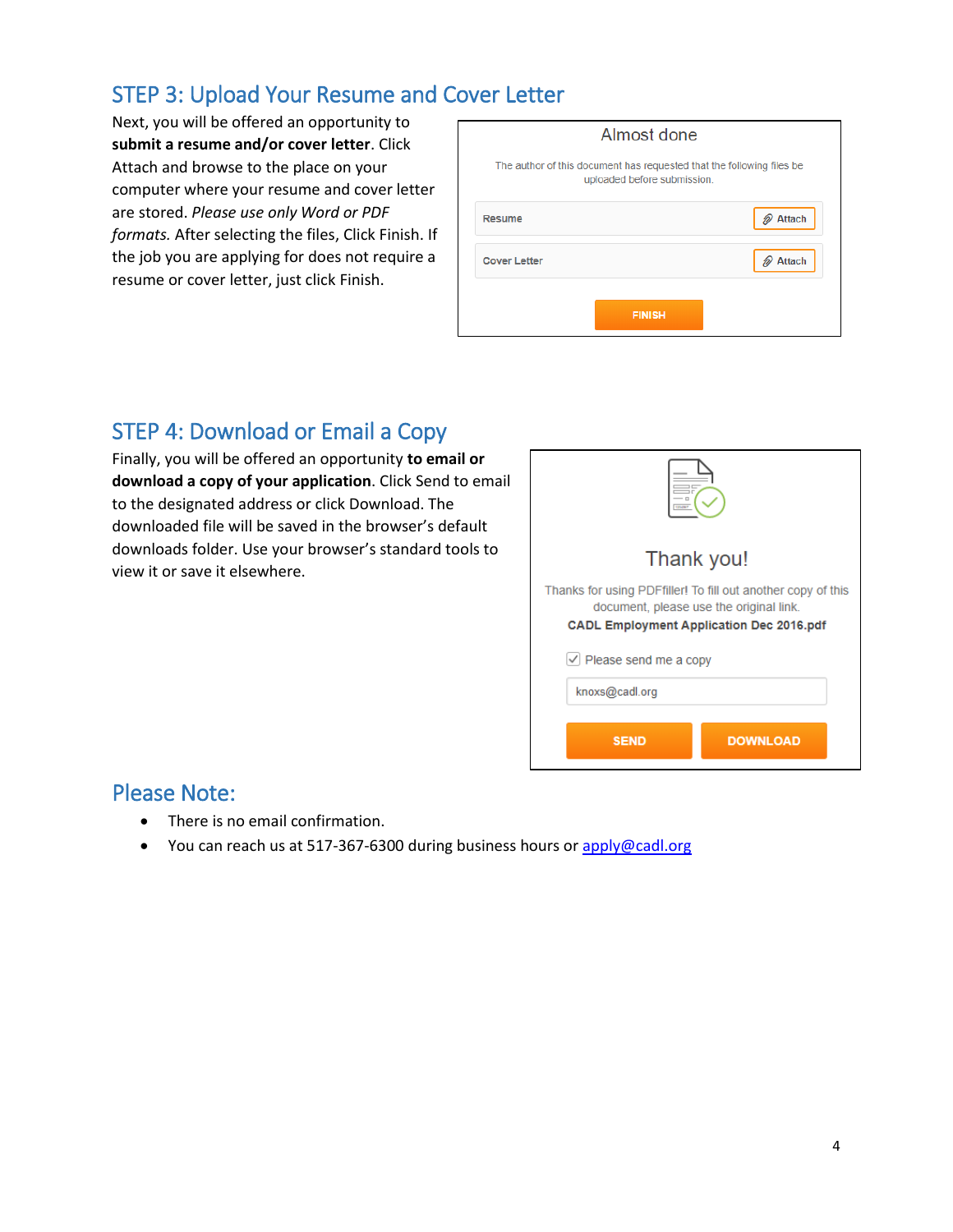## STEP 3: Upload Your Resume and Cover Letter

Next, you will be offered an opportunity to **submit a resume and/or cover letter**. Click Attach and browse to the place on your computer where your resume and cover letter are stored. *Please use only Word or PDF formats.* After selecting the files, Click Finish. If the job you are applying for does not require a resume or cover letter, just click Finish.

Almost done

The author of this document has requested that the following files be uploaded before submission.

Resume — Attach

Cover Letter — Attach

FINISH

## STEP 4: Download or Email a Copy

Finally, you will be offered an opportunity **to email or download a copy of your application**. Click Send to email to the designated address or click Download. The downloaded file will be saved in the browser's default downloads folder. Use your browser's standard tools to view it or save it elsewhere.

Thank you!

Thanks for using PDFfiller! To fill out another copy of this document, please use the original link.

**CADL Employment Application Dec 2016.pdf**

☑ Please send me a copy

knoxs@cadl.org

SEND DOWNLOAD

## Please Note:

- There is no email confirmation.
- You can reach us at 517-367-6300 during business hours or apply@cadl.org